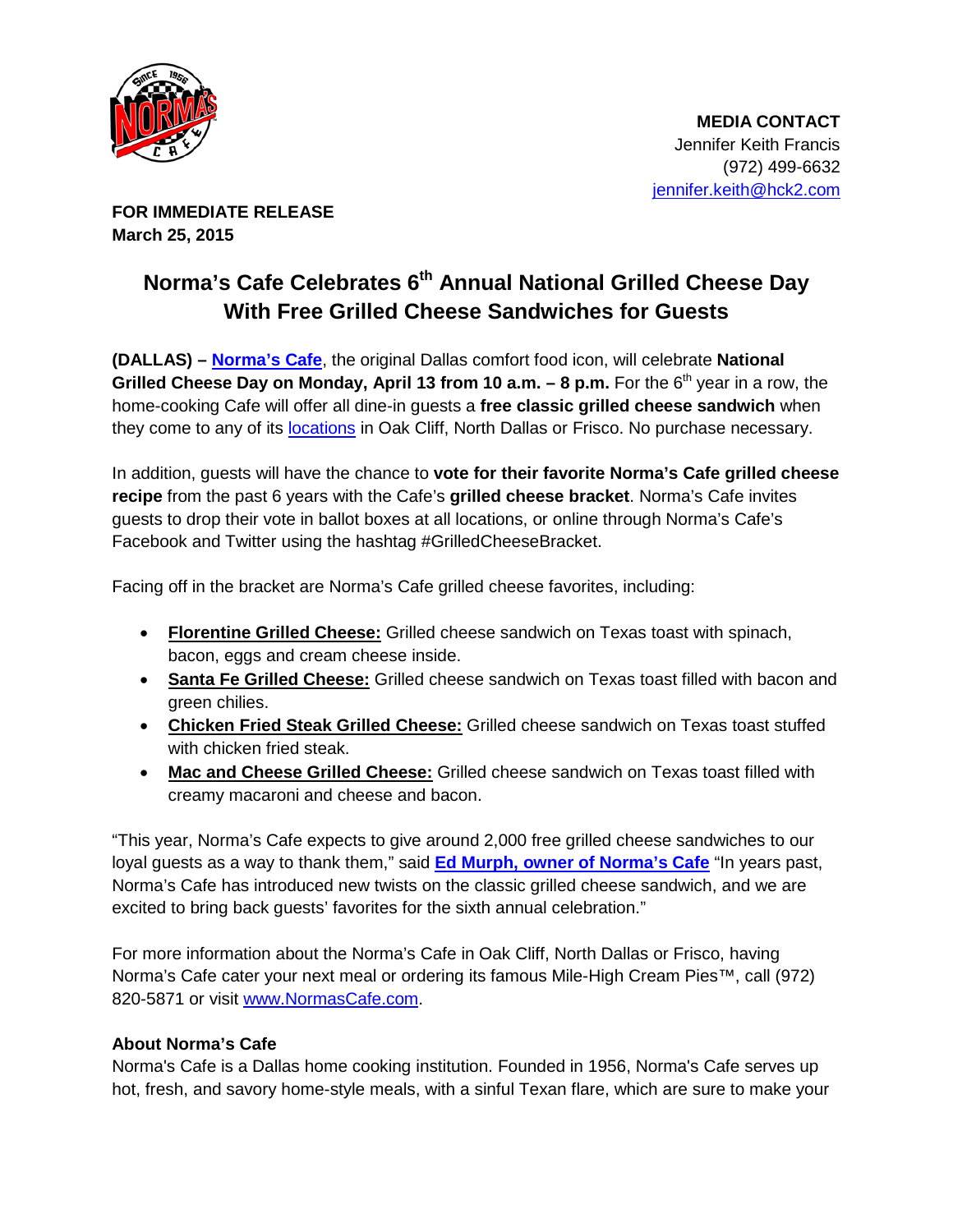**MEDIA CONTACT**
Jennifer Keith Francis
(972) 499-6632
jennifer.keith@hck2.com

**FOR IMMEDIATE RELEASE**
**March 25, 2015**

# Norma's Cafe Celebrates 6th Annual National Grilled Cheese Day With Free Grilled Cheese Sandwiches for Guests

**(DALLAS) – Norma's Cafe**, the original Dallas comfort food icon, will celebrate **National Grilled Cheese Day on Monday, April 13 from 10 a.m. – 8 p.m.** For the 6th year in a row, the home-cooking Cafe will offer all dine-in guests a **free classic grilled cheese sandwich** when they come to any of its locations in Oak Cliff, North Dallas or Frisco. No purchase necessary.

In addition, guests will have the chance to **vote for their favorite Norma's Cafe grilled cheese recipe** from the past 6 years with the Cafe's **grilled cheese bracket**. Norma's Cafe invites guests to drop their vote in ballot boxes at all locations, or online through Norma's Cafe's Facebook and Twitter using the hashtag #GrilledCheeseBracket.

Facing off in the bracket are Norma's Cafe grilled cheese favorites, including:

- **Florentine Grilled Cheese:** Grilled cheese sandwich on Texas toast with spinach, bacon, eggs and cream cheese inside.
- **Santa Fe Grilled Cheese:** Grilled cheese sandwich on Texas toast filled with bacon and green chilies.
- **Chicken Fried Steak Grilled Cheese:** Grilled cheese sandwich on Texas toast stuffed with chicken fried steak.
- **Mac and Cheese Grilled Cheese:** Grilled cheese sandwich on Texas toast filled with creamy macaroni and cheese and bacon.

"This year, Norma's Cafe expects to give around 2,000 free grilled cheese sandwiches to our loyal guests as a way to thank them," said **Ed Murph, owner of Norma's Cafe** "In years past, Norma's Cafe has introduced new twists on the classic grilled cheese sandwich, and we are excited to bring back guests' favorites for the sixth annual celebration."

For more information about the Norma's Cafe in Oak Cliff, North Dallas or Frisco, having Norma's Cafe cater your next meal or ordering its famous Mile-High Cream Pies™, call (972) 820-5871 or visit www.NormasCafe.com.

**About Norma's Cafe**
Norma's Cafe is a Dallas home cooking institution. Founded in 1956, Norma's Cafe serves up hot, fresh, and savory home-style meals, with a sinful Texan flare, which are sure to make your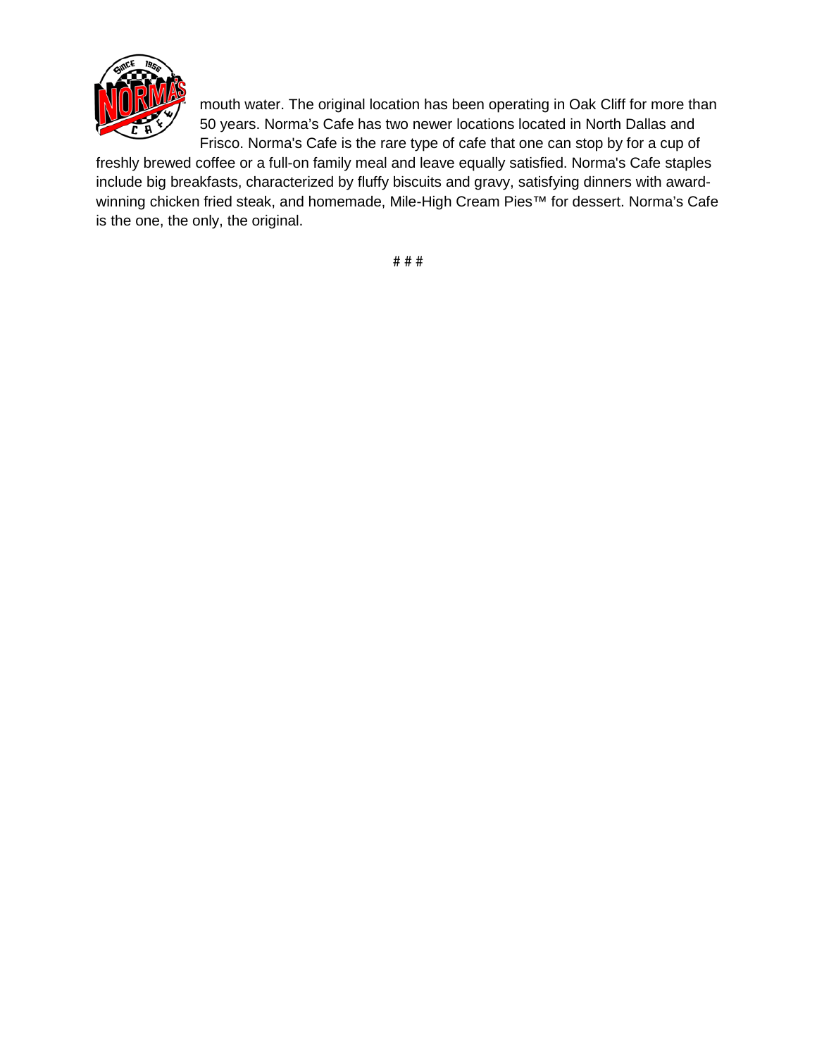mouth water. The original location has been operating in Oak Cliff for more than 50 years. Norma's Cafe has two newer locations located in North Dallas and Frisco. Norma's Cafe is the rare type of cafe that one can stop by for a cup of freshly brewed coffee or a full-on family meal and leave equally satisfied. Norma's Cafe staples include big breakfasts, characterized by fluffy biscuits and gravy, satisfying dinners with award-winning chicken fried steak, and homemade, Mile-High Cream Pies™ for dessert. Norma's Cafe is the one, the only, the original.

# # #